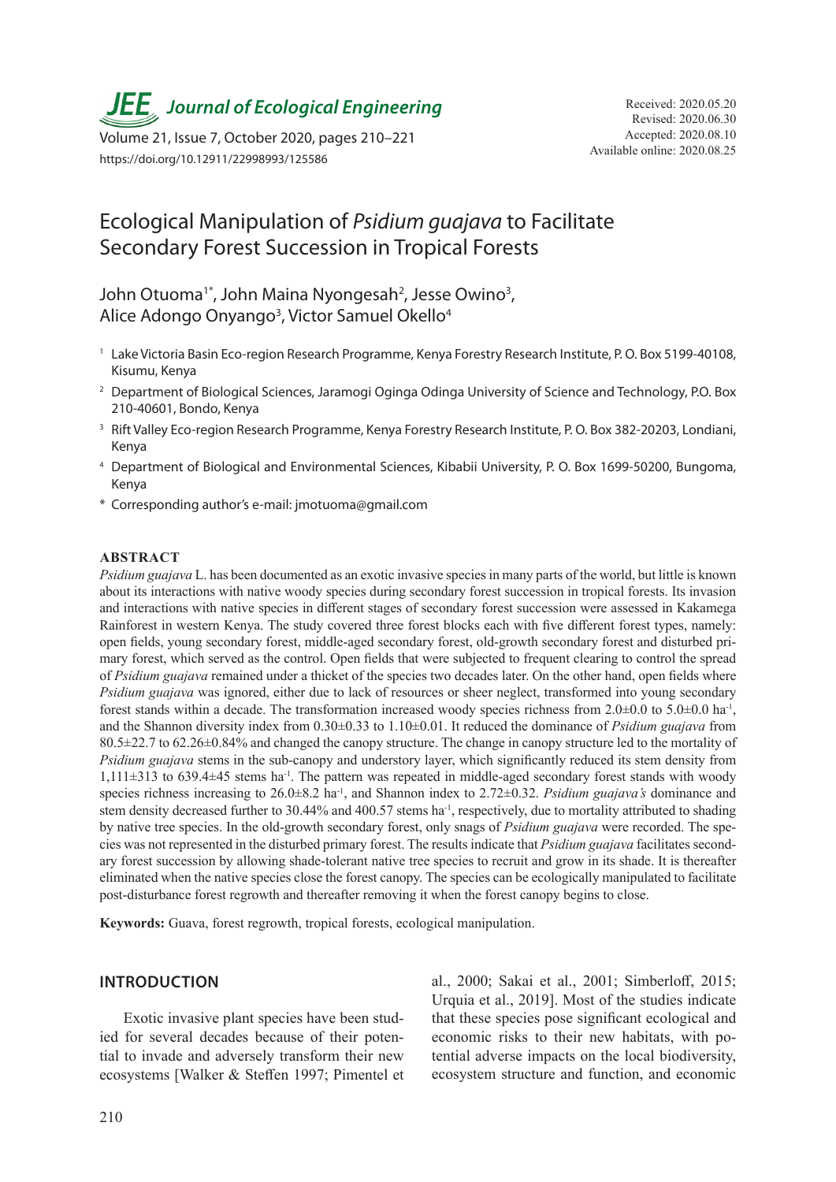# Ecological Manipulation of *Psidium guajava* to Facilitate Secondary Forest Succession in Tropical Forests

Received: 2020.05.20
Revised: 2020.06.30
Accepted: 2020.08.10
Available online: 2020.08.25

https://doi.org/10.12911/22998993/125586

John Otuoma[1*], John Maina Nyongesah[2], Jesse Owino[3], Alice Adongo Onyango[3], Victor Samuel Okello[4]

[1] Lake Victoria Basin Eco-region Research Programme, Kenya Forestry Research Institute, P. O. Box 5199-40108, Kisumu, Kenya

[2] Department of Biological Sciences, Jaramogi Oginga Odinga University of Science and Technology, P.O. Box 210-40601, Bondo, Kenya

[3] Rift Valley Eco-region Research Programme, Kenya Forestry Research Institute, P. O. Box 382-20203, Londiani, Kenya

[4] Department of Biological and Environmental Sciences, Kibabii University, P. O. Box 1699-50200, Bungoma, Kenya

\* Corresponding author's e-mail: jmotuoma@gmail.com

## ABSTRACT

*Psidium guajava* L. has been documented as an exotic invasive species in many parts of the world, but little is known about its interactions with native woody species during secondary forest succession in tropical forests. Its invasion and interactions with native species in different stages of secondary forest succession were assessed in Kakamega Rainforest in western Kenya. The study covered three forest blocks each with five different forest types, namely: open fields, young secondary forest, middle-aged secondary forest, old-growth secondary forest and disturbed primary forest, which served as the control. Open fields that were subjected to frequent clearing to control the spread of *Psidium guajava* remained under a thicket of the species two decades later. On the other hand, open fields where *Psidium guajava* was ignored, either due to lack of resources or sheer neglect, transformed into young secondary forest stands within a decade. The transformation increased woody species richness from 2.0±0.0 to 5.0±0.0 ha$^{-1}$, and the Shannon diversity index from 0.30±0.33 to 1.10±0.01. It reduced the dominance of *Psidium guajava* from 80.5±22.7 to 62.26±0.84% and changed the canopy structure. The change in canopy structure led to the mortality of *Psidium guajava* stems in the sub-canopy and understory layer, which significantly reduced its stem density from 1,111±313 to 639.4±45 stems ha$^{-1}$. The pattern was repeated in middle-aged secondary forest stands with woody species richness increasing to 26.0±8.2 ha$^{-1}$, and Shannon index to 2.72±0.32. *Psidium guajava's* dominance and stem density decreased further to 30.44% and 400.57 stems ha$^{-1}$, respectively, due to mortality attributed to shading by native tree species. In the old-growth secondary forest, only snags of *Psidium guajava* were recorded. The species was not represented in the disturbed primary forest. The results indicate that *Psidium guajava* facilitates secondary forest succession by allowing shade-tolerant native tree species to recruit and grow in its shade. It is thereafter eliminated when the native species close the forest canopy. The species can be ecologically manipulated to facilitate post-disturbance forest regrowth and thereafter removing it when the forest canopy begins to close.

**Keywords:** Guava, forest regrowth, tropical forests, ecological manipulation.

## INTRODUCTION

Exotic invasive plant species have been studied for several decades because of their potential to invade and adversely transform their new ecosystems [Walker & Steffen 1997; Pimentel et al., 2000; Sakai et al., 2001; Simberloff, 2015; Urquia et al., 2019]. Most of the studies indicate that these species pose significant ecological and economic risks to their new habitats, with potential adverse impacts on the local biodiversity, ecosystem structure and function, and economic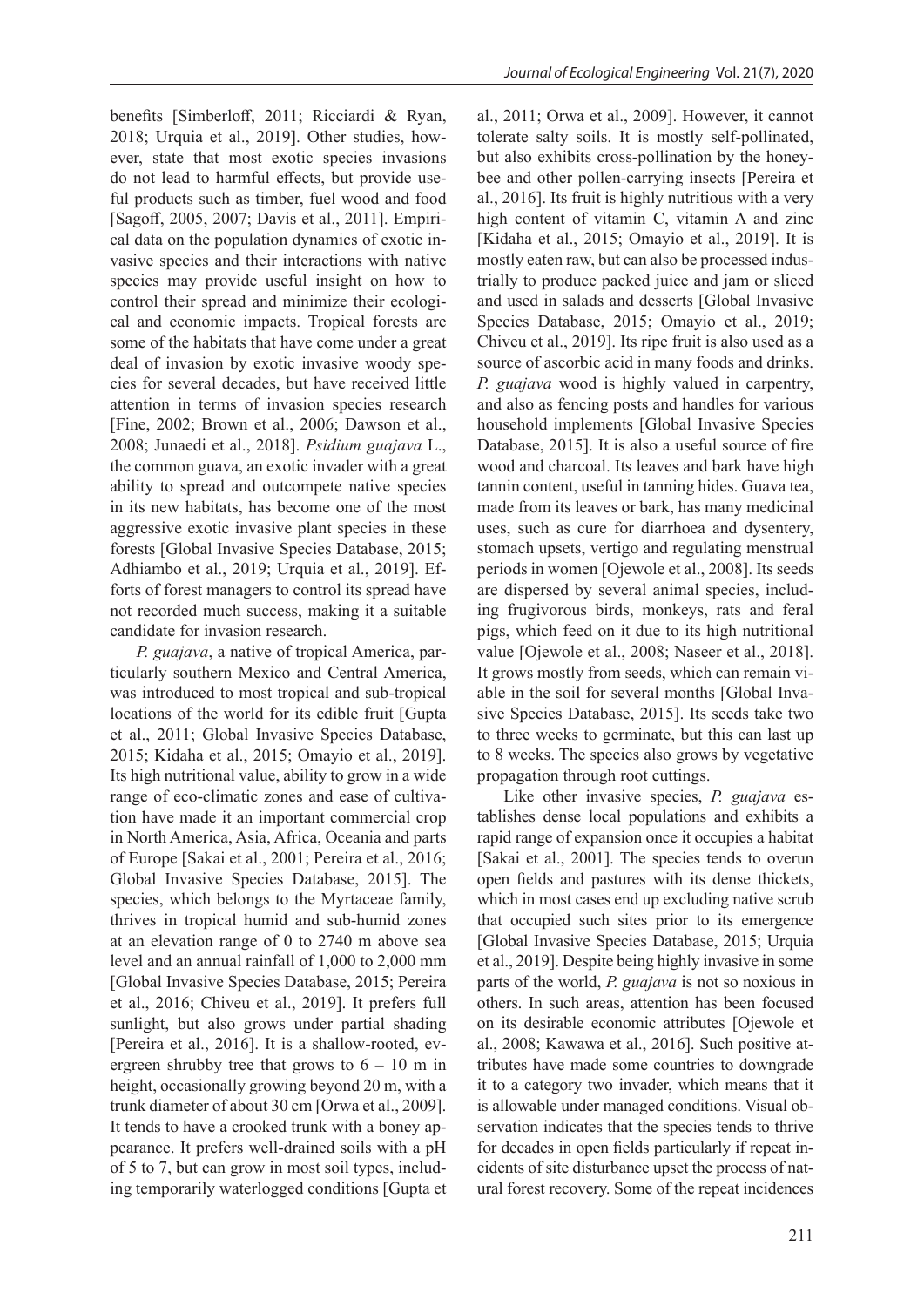benefits [Simberloff, 2011; Ricciardi & Ryan, 2018; Urquia et al., 2019]. Other studies, however, state that most exotic species invasions do not lead to harmful effects, but provide useful products such as timber, fuel wood and food [Sagoff, 2005, 2007; Davis et al., 2011]. Empirical data on the population dynamics of exotic invasive species and their interactions with native species may provide useful insight on how to control their spread and minimize their ecological and economic impacts. Tropical forests are some of the habitats that have come under a great deal of invasion by exotic invasive woody species for several decades, but have received little attention in terms of invasion species research [Fine, 2002; Brown et al., 2006; Dawson et al., 2008; Junaedi et al., 2018]. *Psidium guajava* L., the common guava, an exotic invader with a great ability to spread and outcompete native species in its new habitats, has become one of the most aggressive exotic invasive plant species in these forests [Global Invasive Species Database, 2015; Adhiambo et al., 2019; Urquia et al., 2019]. Efforts of forest managers to control its spread have not recorded much success, making it a suitable candidate for invasion research.

*P. guajava*, a native of tropical America, particularly southern Mexico and Central America, was introduced to most tropical and sub-tropical locations of the world for its edible fruit [Gupta et al., 2011; Global Invasive Species Database, 2015; Kidaha et al., 2015; Omayio et al., 2019]. Its high nutritional value, ability to grow in a wide range of eco-climatic zones and ease of cultivation have made it an important commercial crop in North America, Asia, Africa, Oceania and parts of Europe [Sakai et al., 2001; Pereira et al., 2016; Global Invasive Species Database, 2015]. The species, which belongs to the Myrtaceae family, thrives in tropical humid and sub-humid zones at an elevation range of 0 to 2740 m above sea level and an annual rainfall of 1,000 to 2,000 mm [Global Invasive Species Database, 2015; Pereira et al., 2016; Chiveu et al., 2019]. It prefers full sunlight, but also grows under partial shading [Pereira et al., 2016]. It is a shallow-rooted, evergreen shrubby tree that grows to 6 – 10 m in height, occasionally growing beyond 20 m, with a trunk diameter of about 30 cm [Orwa et al., 2009]. It tends to have a crooked trunk with a boney appearance. It prefers well-drained soils with a pH of 5 to 7, but can grow in most soil types, including temporarily waterlogged conditions [Gupta et al., 2011; Orwa et al., 2009]. However, it cannot tolerate salty soils. It is mostly self-pollinated, but also exhibits cross-pollination by the honeybee and other pollen-carrying insects [Pereira et al., 2016]. Its fruit is highly nutritious with a very high content of vitamin C, vitamin A and zinc [Kidaha et al., 2015; Omayio et al., 2019]. It is mostly eaten raw, but can also be processed industrially to produce packed juice and jam or sliced and used in salads and desserts [Global Invasive Species Database, 2015; Omayio et al., 2019; Chiveu et al., 2019]. Its ripe fruit is also used as a source of ascorbic acid in many foods and drinks. *P. guajava* wood is highly valued in carpentry, and also as fencing posts and handles for various household implements [Global Invasive Species Database, 2015]. It is also a useful source of fire wood and charcoal. Its leaves and bark have high tannin content, useful in tanning hides. Guava tea, made from its leaves or bark, has many medicinal uses, such as cure for diarrhoea and dysentery, stomach upsets, vertigo and regulating menstrual periods in women [Ojewole et al., 2008]. Its seeds are dispersed by several animal species, including frugivorous birds, monkeys, rats and feral pigs, which feed on it due to its high nutritional value [Ojewole et al., 2008; Naseer et al., 2018]. It grows mostly from seeds, which can remain viable in the soil for several months [Global Invasive Species Database, 2015]. Its seeds take two to three weeks to germinate, but this can last up to 8 weeks. The species also grows by vegetative propagation through root cuttings.

Like other invasive species, *P. guajava* establishes dense local populations and exhibits a rapid range of expansion once it occupies a habitat [Sakai et al., 2001]. The species tends to overun open fields and pastures with its dense thickets, which in most cases end up excluding native scrub that occupied such sites prior to its emergence [Global Invasive Species Database, 2015; Urquia et al., 2019]. Despite being highly invasive in some parts of the world, *P. guajava* is not so noxious in others. In such areas, attention has been focused on its desirable economic attributes [Ojewole et al., 2008; Kawawa et al., 2016]. Such positive attributes have made some countries to downgrade it to a category two invader, which means that it is allowable under managed conditions. Visual observation indicates that the species tends to thrive for decades in open fields particularly if repeat incidents of site disturbance upset the process of natural forest recovery. Some of the repeat incidences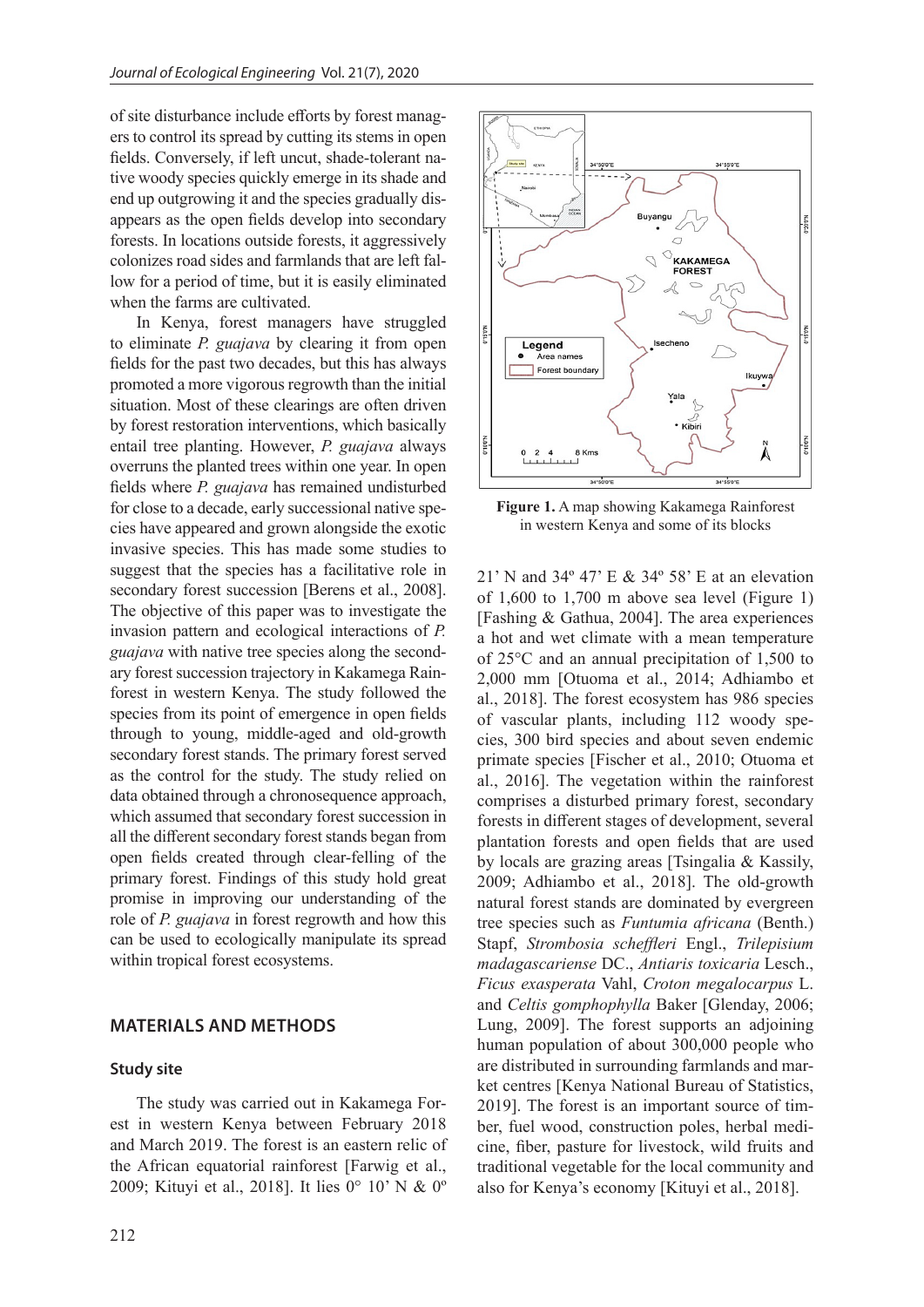of site disturbance include efforts by forest managers to control its spread by cutting its stems in open fields. Conversely, if left uncut, shade-tolerant native woody species quickly emerge in its shade and end up outgrowing it and the species gradually disappears as the open fields develop into secondary forests. In locations outside forests, it aggressively colonizes road sides and farmlands that are left fallow for a period of time, but it is easily eliminated when the farms are cultivated.

In Kenya, forest managers have struggled to eliminate *P. guajava* by clearing it from open fields for the past two decades, but this has always promoted a more vigorous regrowth than the initial situation. Most of these clearings are often driven by forest restoration interventions, which basically entail tree planting. However, *P. guajava* always overruns the planted trees within one year. In open fields where *P. guajava* has remained undisturbed for close to a decade, early successional native species have appeared and grown alongside the exotic invasive species. This has made some studies to suggest that the species has a facilitative role in secondary forest succession [Berens et al., 2008]. The objective of this paper was to investigate the invasion pattern and ecological interactions of *P. guajava* with native tree species along the secondary forest succession trajectory in Kakamega Rainforest in western Kenya. The study followed the species from its point of emergence in open fields through to young, middle-aged and old-growth secondary forest stands. The primary forest served as the control for the study. The study relied on data obtained through a chronosequence approach, which assumed that secondary forest succession in all the different secondary forest stands began from open fields created through clear-felling of the primary forest. Findings of this study hold great promise in improving our understanding of the role of *P. guajava* in forest regrowth and how this can be used to ecologically manipulate its spread within tropical forest ecosystems.

## MATERIALS AND METHODS

### Study site

The study was carried out in Kakamega Forest in western Kenya between February 2018 and March 2019. The forest is an eastern relic of the African equatorial rainforest [Farwig et al., 2009; Kituyi et al., 2018]. It lies 0° 10' N & 0° 21' N and 34° 47' E & 34° 58' E at an elevation of 1,600 to 1,700 m above sea level (Figure 1) [Fashing & Gathua, 2004]. The area experiences a hot and wet climate with a mean temperature of 25°C and an annual precipitation of 1,500 to 2,000 mm [Otuoma et al., 2014; Adhiambo et al., 2018]. The forest ecosystem has 986 species of vascular plants, including 112 woody species, 300 bird species and about seven endemic primate species [Fischer et al., 2010; Otuoma et al., 2016]. The vegetation within the rainforest comprises a disturbed primary forest, secondary forests in different stages of development, several plantation forests and open fields that are used by locals are grazing areas [Tsingalia & Kassily, 2009; Adhiambo et al., 2018]. The old-growth natural forest stands are dominated by evergreen tree species such as *Funtumia africana* (Benth.) Stapf, *Strombosia scheffleri* Engl., *Trilepisium madagascariense* DC., *Antiaris toxicaria* Lesch., *Ficus exasperata* Vahl, *Croton megalocarpus* L. and *Celtis gomphophylla* Baker [Glenday, 2006; Lung, 2009]. The forest supports an adjoining human population of about 300,000 people who are distributed in surrounding farmlands and market centres [Kenya National Bureau of Statistics, 2019]. The forest is an important source of timber, fuel wood, construction poles, herbal medicine, fiber, pasture for livestock, wild fruits and traditional vegetable for the local community and also for Kenya's economy [Kituyi et al., 2018].

**Figure 1.** A map showing Kakamega Rainforest in western Kenya and some of its blocks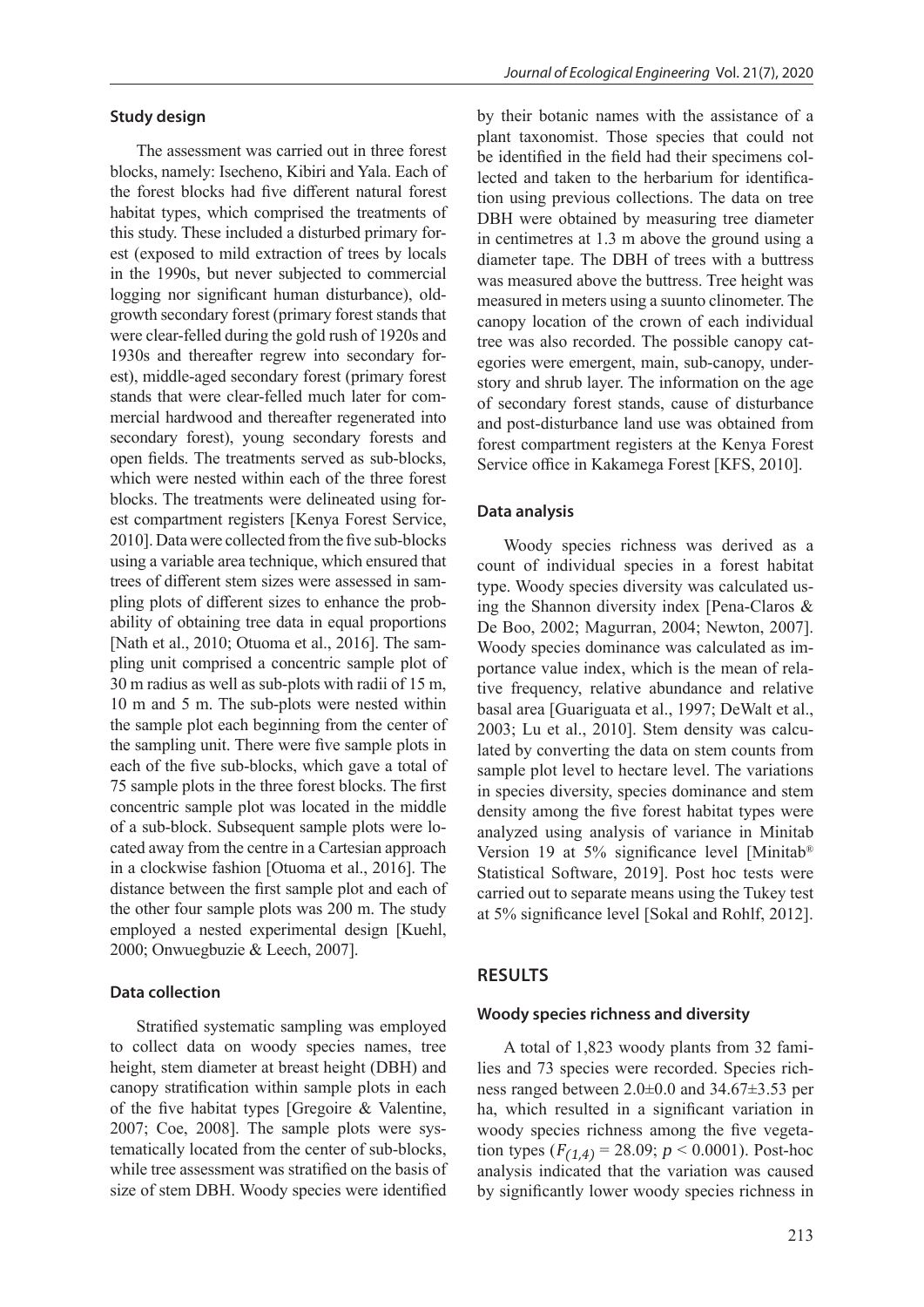### Study design

The assessment was carried out in three forest blocks, namely: Isecheno, Kibiri and Yala. Each of the forest blocks had five different natural forest habitat types, which comprised the treatments of this study. These included a disturbed primary forest (exposed to mild extraction of trees by locals in the 1990s, but never subjected to commercial logging nor significant human disturbance), old-growth secondary forest (primary forest stands that were clear-felled during the gold rush of 1920s and 1930s and thereafter regrew into secondary forest), middle-aged secondary forest (primary forest stands that were clear-felled much later for commercial hardwood and thereafter regenerated into secondary forest), young secondary forests and open fields. The treatments served as sub-blocks, which were nested within each of the three forest blocks. The treatments were delineated using forest compartment registers [Kenya Forest Service, 2010]. Data were collected from the five sub-blocks using a variable area technique, which ensured that trees of different stem sizes were assessed in sampling plots of different sizes to enhance the probability of obtaining tree data in equal proportions [Nath et al., 2010; Otuoma et al., 2016]. The sampling unit comprised a concentric sample plot of 30 m radius as well as sub-plots with radii of 15 m, 10 m and 5 m. The sub-plots were nested within the sample plot each beginning from the center of the sampling unit. There were five sample plots in each of the five sub-blocks, which gave a total of 75 sample plots in the three forest blocks. The first concentric sample plot was located in the middle of a sub-block. Subsequent sample plots were located away from the centre in a Cartesian approach in a clockwise fashion [Otuoma et al., 2016]. The distance between the first sample plot and each of the other four sample plots was 200 m. The study employed a nested experimental design [Kuehl, 2000; Onwuegbuzie & Leech, 2007].

### Data collection

Stratified systematic sampling was employed to collect data on woody species names, tree height, stem diameter at breast height (DBH) and canopy stratification within sample plots in each of the five habitat types [Gregoire & Valentine, 2007; Coe, 2008]. The sample plots were systematically located from the center of sub-blocks, while tree assessment was stratified on the basis of size of stem DBH. Woody species were identified by their botanic names with the assistance of a plant taxonomist. Those species that could not be identified in the field had their specimens collected and taken to the herbarium for identification using previous collections. The data on tree DBH were obtained by measuring tree diameter in centimetres at 1.3 m above the ground using a diameter tape. The DBH of trees with a buttress was measured above the buttress. Tree height was measured in meters using a suunto clinometer. The canopy location of the crown of each individual tree was also recorded. The possible canopy categories were emergent, main, sub-canopy, understory and shrub layer. The information on the age of secondary forest stands, cause of disturbance and post-disturbance land use was obtained from forest compartment registers at the Kenya Forest Service office in Kakamega Forest [KFS, 2010].

### Data analysis

Woody species richness was derived as a count of individual species in a forest habitat type. Woody species diversity was calculated using the Shannon diversity index [Pena-Claros & De Boo, 2002; Magurran, 2004; Newton, 2007]. Woody species dominance was calculated as importance value index, which is the mean of relative frequency, relative abundance and relative basal area [Guariguata et al., 1997; DeWalt et al., 2003; Lu et al., 2010]. Stem density was calculated by converting the data on stem counts from sample plot level to hectare level. The variations in species diversity, species dominance and stem density among the five forest habitat types were analyzed using analysis of variance in Minitab Version 19 at 5% significance level [Minitab® Statistical Software, 2019]. Post hoc tests were carried out to separate means using the Tukey test at 5% significance level [Sokal and Rohlf, 2012].

## RESULTS

### Woody species richness and diversity

A total of 1,823 woody plants from 32 families and 73 species were recorded. Species richness ranged between 2.0±0.0 and 34.67±3.53 per ha, which resulted in a significant variation in woody species richness among the five vegetation types ($F_{(1,4)} = 28.09$; $p < 0.0001$). Post-hoc analysis indicated that the variation was caused by significantly lower woody species richness in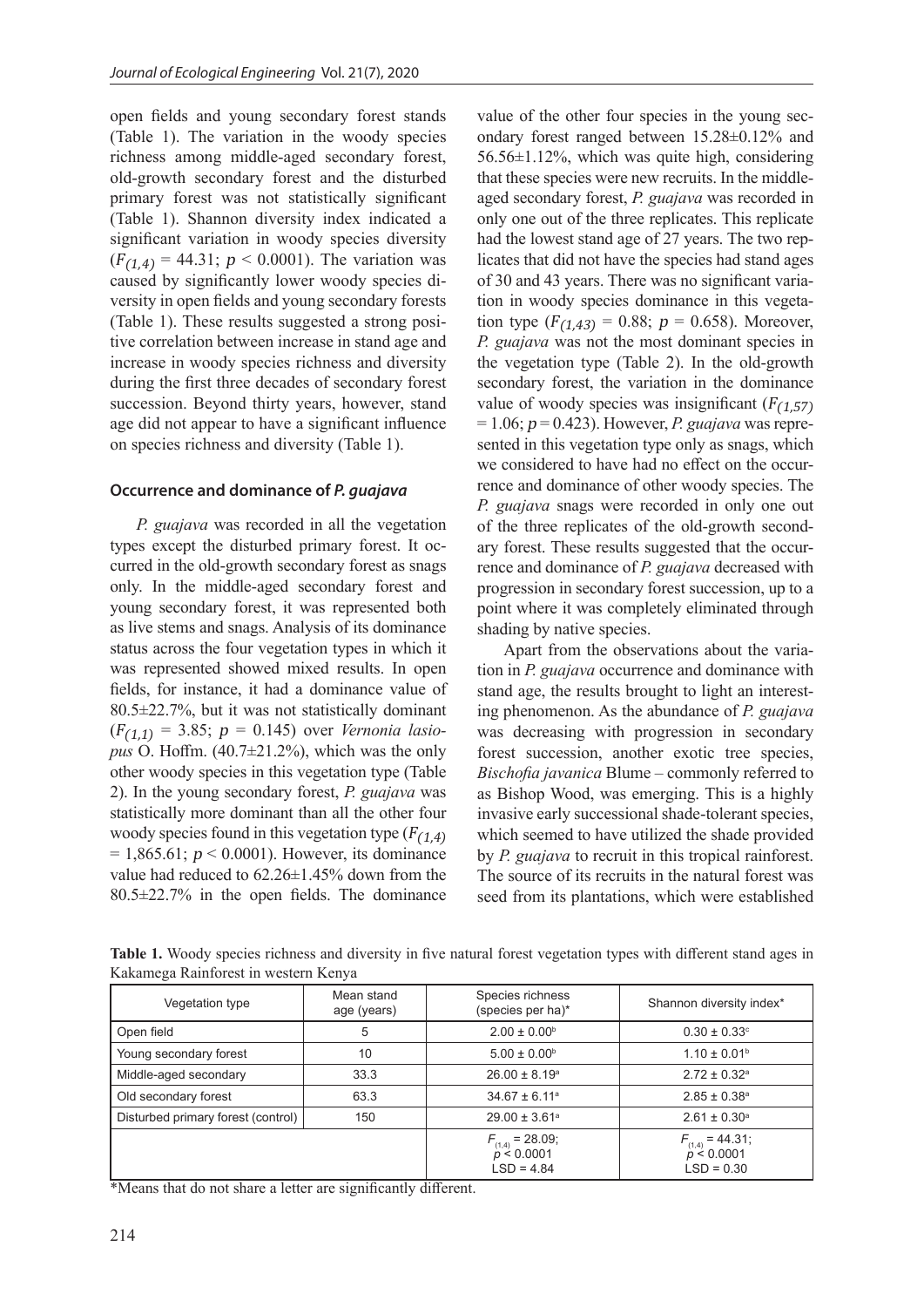open fields and young secondary forest stands (Table 1). The variation in the woody species richness among middle-aged secondary forest, old-growth secondary forest and the disturbed primary forest was not statistically significant (Table 1). Shannon diversity index indicated a significant variation in woody species diversity ($F_{(1,4)} = 44.31$; $p < 0.0001$). The variation was caused by significantly lower woody species diversity in open fields and young secondary forests (Table 1). These results suggested a strong positive correlation between increase in stand age and increase in woody species richness and diversity during the first three decades of secondary forest succession. Beyond thirty years, however, stand age did not appear to have a significant influence on species richness and diversity (Table 1).

### Occurrence and dominance of *P. guajava*

*P. guajava* was recorded in all the vegetation types except the disturbed primary forest. It occurred in the old-growth secondary forest as snags only. In the middle-aged secondary forest and young secondary forest, it was represented both as live stems and snags. Analysis of its dominance status across the four vegetation types in which it was represented showed mixed results. In open fields, for instance, it had a dominance value of 80.5±22.7%, but it was not statistically dominant ($F_{(1,1)} = 3.85$; $p = 0.145$) over *Vernonia lasiopus* O. Hoffm. (40.7±21.2%), which was the only other woody species in this vegetation type (Table 2). In the young secondary forest, *P. guajava* was statistically more dominant than all the other four woody species found in this vegetation type ($F_{(1,4)} = 1{,}865.61$; $p < 0.0001$). However, its dominance value had reduced to 62.26±1.45% down from the 80.5±22.7% in the open fields. The dominance value of the other four species in the young secondary forest ranged between 15.28±0.12% and 56.56±1.12%, which was quite high, considering that these species were new recruits. In the middle-aged secondary forest, *P. guajava* was recorded in only one out of the three replicates. This replicate had the lowest stand age of 27 years. The two replicates that did not have the species had stand ages of 30 and 43 years. There was no significant variation in woody species dominance in this vegetation type ($F_{(1,43)} = 0.88$; $p = 0.658$). Moreover, *P. guajava* was not the most dominant species in the vegetation type (Table 2). In the old-growth secondary forest, the variation in the dominance value of woody species was insignificant ($F_{(1,57)} = 1.06$; $p = 0.423$). However, *P. guajava* was represented in this vegetation type only as snags, which we considered to have had no effect on the occurrence and dominance of other woody species. The *P. guajava* snags were recorded in only one out of the three replicates of the old-growth secondary forest. These results suggested that the occurrence and dominance of *P. guajava* decreased with progression in secondary forest succession, up to a point where it was completely eliminated through shading by native species.

Apart from the observations about the variation in *P. guajava* occurrence and dominance with stand age, the results brought to light an interesting phenomenon. As the abundance of *P. guajava* was decreasing with progression in secondary forest succession, another exotic tree species, *Bischofia javanica* Blume – commonly referred to as Bishop Wood, was emerging. This is a highly invasive early successional shade-tolerant species, which seemed to have utilized the shade provided by *P. guajava* to recruit in this tropical rainforest. The source of its recruits in the natural forest was seed from its plantations, which were established

**Table 1.** Woody species richness and diversity in five natural forest vegetation types with different stand ages in Kakamega Rainforest in western Kenya

| Vegetation type | Mean stand age (years) | Species richness (species per ha)* | Shannon diversity index* |
|---|---|---|---|
| Open field | 5 | 2.00 ± 0.00[b] | 0.30 ± 0.33[c] |
| Young secondary forest | 10 | 5.00 ± 0.00[b] | 1.10 ± 0.01[b] |
| Middle-aged secondary | 33.3 | 26.00 ± 8.19[a] | 2.72 ± 0.32[a] |
| Old secondary forest | 63.3 | 34.67 ± 6.11[a] | 2.85 ± 0.38[a] |
| Disturbed primary forest (control) | 150 | 29.00 ± 3.61[a] | 2.61 ± 0.30[a] |
| | | $F_{(1,4)} = 28.09$; $p < 0.0001$ LSD = 4.84 | $F_{(1,4)} = 44.31$; $p < 0.0001$ LSD = 0.30 |

*Means that do not share a letter are significantly different.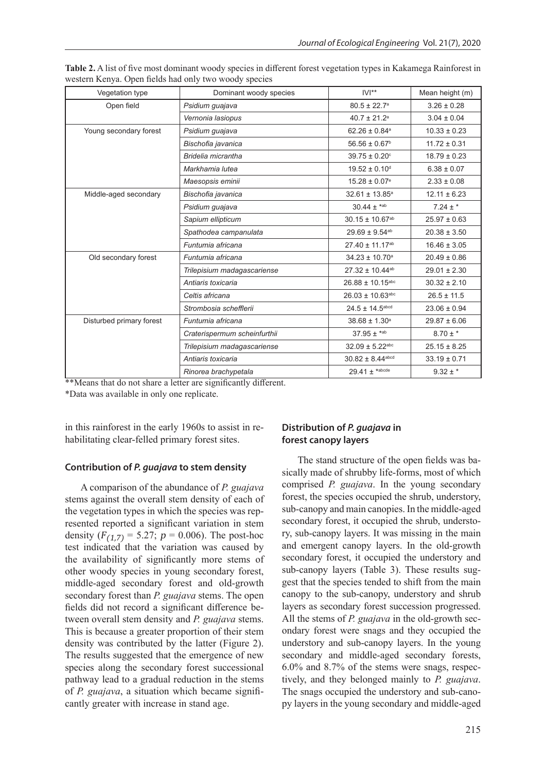**Table 2.** A list of five most dominant woody species in different forest vegetation types in Kakamega Rainforest in western Kenya. Open fields had only two woody species

| Vegetation type | Dominant woody species | IVI** | Mean height (m) |
|---|---|---|---|
| Open field | *Psidium guajava* | 80.5 ± 22.7[a] | 3.26 ± 0.28 |
| | *Vernonia lasiopus* | 40.7 ± 21.2[a] | 3.04 ± 0.04 |
| Young secondary forest | *Psidium guajava* | 62.26 ± 0.84[a] | 10.33 ± 0.23 |
| | *Bischofia javanica* | 56.56 ± 0.67[b] | 11.72 ± 0.31 |
| | *Bridelia micrantha* | 39.75 ± 0.20[c] | 18.79 ± 0.23 |
| | *Markhamia lutea* | 19.52 ± 0.10[d] | 6.38 ± 0.07 |
| | *Maesopsis eminii* | 15.28 ± 0.07[e] | 2.33 ± 0.08 |
| Middle-aged secondary | *Bischofia javanica* | 32.61 ± 13.85[a] | 12.11 ± 6.23 |
| | *Psidium guajava* | 30.44 ± *[ab] | 7.24 ± * |
| | *Sapium ellipticum* | 30.15 ± 10.67[ab] | 25.97 ± 0.63 |
| | *Spathodea campanulata* | 29.69 ± 9.54[ab] | 20.38 ± 3.50 |
| | *Funtumia africana* | 27.40 ± 11.17[ab] | 16.46 ± 3.05 |
| Old secondary forest | *Funtumia africana* | 34.23 ± 10.70[a] | 20.49 ± 0.86 |
| | *Trilepisium madagascariense* | 27.32 ± 10.44[ab] | 29.01 ± 2.30 |
| | *Antiaris toxicaria* | 26.88 ± 10.15[abc] | 30.32 ± 2.10 |
| | *Celtis africana* | 26.03 ± 10.63[abc] | 26.5 ± 11.5 |
| | *Strombosia schefflerii* | 24.5 ± 14.5[abcd] | 23.06 ± 0.94 |
| Disturbed primary forest | *Funtumia africana* | 38.68 ± 1.30[a] | 29.87 ± 6.06 |
| | *Craterispermum scheinfurthii* | 37.95 ± *[ab] | 8.70 ± * |
| | *Trilepisium madagascariense* | 32.09 ± 5.22[abc] | 25.15 ± 8.25 |
| | *Antiaris toxicaria* | 30.82 ± 8.44[abcd] | 33.19 ± 0.71 |
| | *Rinorea brachypetala* | 29.41 ± *[abcde] | 9.32 ± * |

**Means that do not share a letter are significantly different.

*Data was available in only one replicate.

in this rainforest in the early 1960s to assist in rehabilitating clear-felled primary forest sites.

### Contribution of *P. guajava* to stem density

A comparison of the abundance of *P. guajava* stems against the overall stem density of each of the vegetation types in which the species was represented reported a significant variation in stem density ($F_{(1,7)}$ = 5.27; $p$ = 0.006). The post-hoc test indicated that the variation was caused by the availability of significantly more stems of other woody species in young secondary forest, middle-aged secondary forest and old-growth secondary forest than *P. guajava* stems. The open fields did not record a significant difference between overall stem density and *P. guajava* stems. This is because a greater proportion of their stem density was contributed by the latter (Figure 2). The results suggested that the emergence of new species along the secondary forest successional pathway lead to a gradual reduction in the stems of *P. guajava*, a situation which became significantly greater with increase in stand age.

### Distribution of *P. guajava* in forest canopy layers

The stand structure of the open fields was basically made of shrubby life-forms, most of which comprised *P. guajava*. In the young secondary forest, the species occupied the shrub, understory, sub-canopy and main canopies. In the middle-aged secondary forest, it occupied the shrub, understory, sub-canopy layers. It was missing in the main and emergent canopy layers. In the old-growth secondary forest, it occupied the understory and sub-canopy layers (Table 3). These results suggest that the species tended to shift from the main canopy to the sub-canopy, understory and shrub layers as secondary forest succession progressed. All the stems of *P. guajava* in the old-growth secondary forest were snags and they occupied the understory and sub-canopy layers. In the young secondary and middle-aged secondary forests, 6.0% and 8.7% of the stems were snags, respectively, and they belonged mainly to *P. guajava*. The snags occupied the understory and sub-canopy layers in the young secondary and middle-aged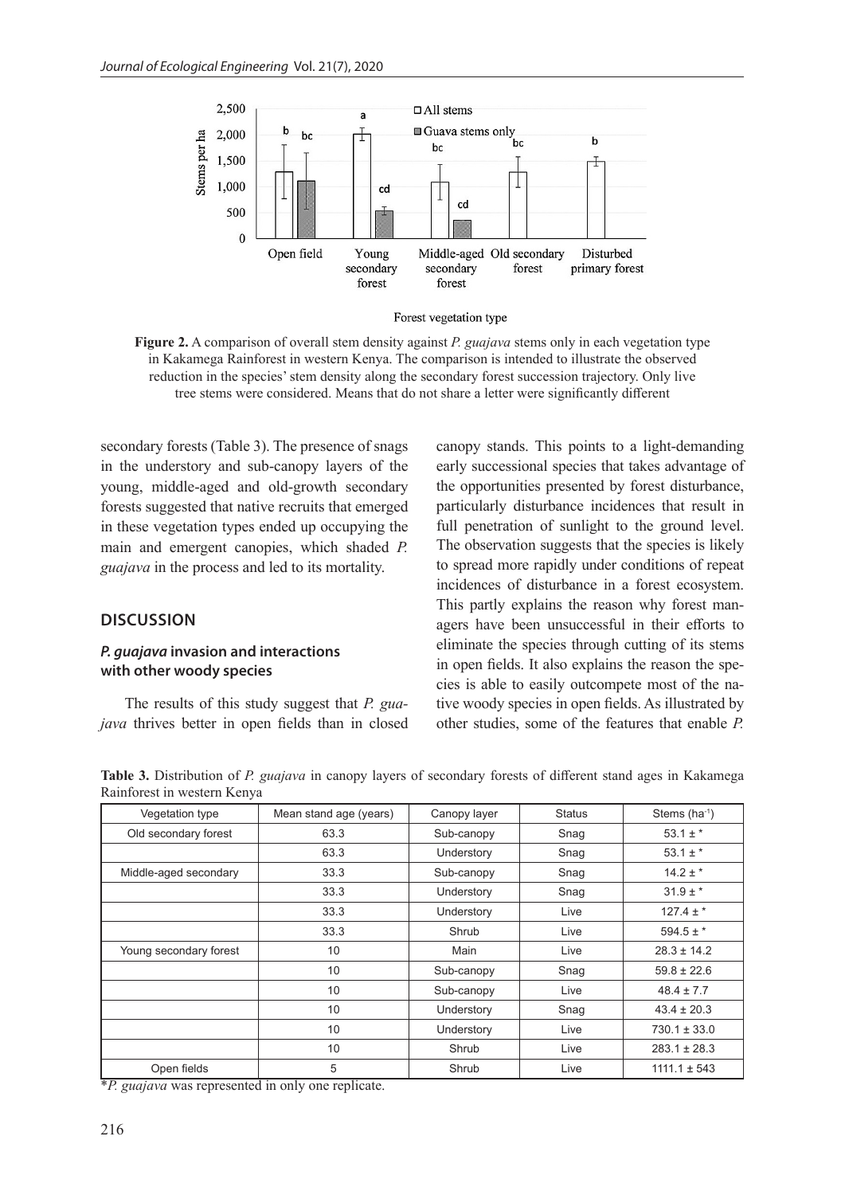Figure 2. A comparison of overall stem density against *P. guajava* stems only in each vegetation type in Kakamega Rainforest in western Kenya. The comparison is intended to illustrate the observed reduction in the species' stem density along the secondary forest succession trajectory. Only live tree stems were considered. Means that do not share a letter were significantly different

secondary forests (Table 3). The presence of snags in the understory and sub-canopy layers of the young, middle-aged and old-growth secondary forests suggested that native recruits that emerged in these vegetation types ended up occupying the main and emergent canopies, which shaded *P. guajava* in the process and led to its mortality.

## DISCUSSION

### *P. guajava* invasion and interactions with other woody species

The results of this study suggest that *P. guajava* thrives better in open fields than in closed canopy stands. This points to a light-demanding early successional species that takes advantage of the opportunities presented by forest disturbance, particularly disturbance incidences that result in full penetration of sunlight to the ground level. The observation suggests that the species is likely to spread more rapidly under conditions of repeat incidences of disturbance in a forest ecosystem. This partly explains the reason why forest managers have been unsuccessful in their efforts to eliminate the species through cutting of its stems in open fields. It also explains the reason the species is able to easily outcompete most of the native woody species in open fields. As illustrated by other studies, some of the features that enable *P.*

**Table 3.** Distribution of *P. guajava* in canopy layers of secondary forests of different stand ages in Kakamega Rainforest in western Kenya

| Vegetation type | Mean stand age (years) | Canopy layer | Status | Stems (ha$^{-1}$) |
|---|---|---|---|---|
| Old secondary forest | 63.3 | Sub-canopy | Snag | 53.1 ± * |
| | 63.3 | Understory | Snag | 53.1 ± * |
| Middle-aged secondary | 33.3 | Sub-canopy | Snag | 14.2 ± * |
| | 33.3 | Understory | Snag | 31.9 ± * |
| | 33.3 | Understory | Live | 127.4 ± * |
| | 33.3 | Shrub | Live | 594.5 ± * |
| Young secondary forest | 10 | Main | Live | 28.3 ± 14.2 |
| | 10 | Sub-canopy | Snag | 59.8 ± 22.6 |
| | 10 | Sub-canopy | Live | 48.4 ± 7.7 |
| | 10 | Understory | Snag | 43.4 ± 20.3 |
| | 10 | Understory | Live | 730.1 ± 33.0 |
| | 10 | Shrub | Live | 283.1 ± 28.3 |
| Open fields | 5 | Shrub | Live | 1111.1 ± 543 |

\**P. guajava* was represented in only one replicate.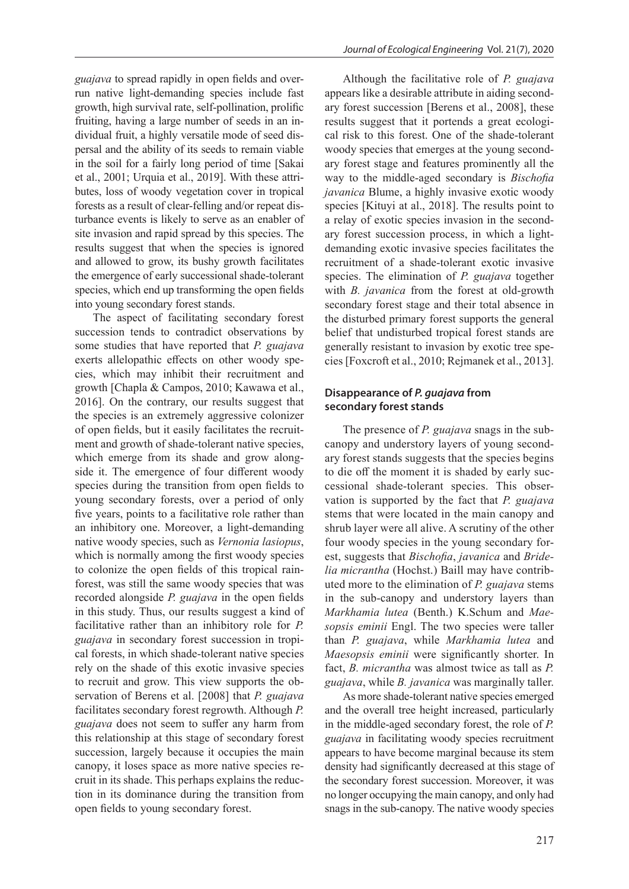*guajava* to spread rapidly in open fields and overrun native light-demanding species include fast growth, high survival rate, self-pollination, prolific fruiting, having a large number of seeds in an individual fruit, a highly versatile mode of seed dispersal and the ability of its seeds to remain viable in the soil for a fairly long period of time [Sakai et al., 2001; Urquia et al., 2019]. With these attributes, loss of woody vegetation cover in tropical forests as a result of clear-felling and/or repeat disturbance events is likely to serve as an enabler of site invasion and rapid spread by this species. The results suggest that when the species is ignored and allowed to grow, its bushy growth facilitates the emergence of early successional shade-tolerant species, which end up transforming the open fields into young secondary forest stands.

The aspect of facilitating secondary forest succession tends to contradict observations by some studies that have reported that *P. guajava* exerts allelopathic effects on other woody species, which may inhibit their recruitment and growth [Chapla & Campos, 2010; Kawawa et al., 2016]. On the contrary, our results suggest that the species is an extremely aggressive colonizer of open fields, but it easily facilitates the recruitment and growth of shade-tolerant native species, which emerge from its shade and grow alongside it. The emergence of four different woody species during the transition from open fields to young secondary forests, over a period of only five years, points to a facilitative role rather than an inhibitory one. Moreover, a light-demanding native woody species, such as *Vernonia lasiopus*, which is normally among the first woody species to colonize the open fields of this tropical rainforest, was still the same woody species that was recorded alongside *P. guajava* in the open fields in this study. Thus, our results suggest a kind of facilitative rather than an inhibitory role for *P. guajava* in secondary forest succession in tropical forests, in which shade-tolerant native species rely on the shade of this exotic invasive species to recruit and grow. This view supports the observation of Berens et al. [2008] that *P. guajava* facilitates secondary forest regrowth. Although *P. guajava* does not seem to suffer any harm from this relationship at this stage of secondary forest succession, largely because it occupies the main canopy, it loses space as more native species recruit in its shade. This perhaps explains the reduction in its dominance during the transition from open fields to young secondary forest.

Although the facilitative role of *P. guajava* appears like a desirable attribute in aiding secondary forest succession [Berens et al., 2008], these results suggest that it portends a great ecological risk to this forest. One of the shade-tolerant woody species that emerges at the young secondary forest stage and features prominently all the way to the middle-aged secondary is *Bischofia javanica* Blume, a highly invasive exotic woody species [Kituyi at al., 2018]. The results point to a relay of exotic species invasion in the secondary forest succession process, in which a light-demanding exotic invasive species facilitates the recruitment of a shade-tolerant exotic invasive species. The elimination of *P. guajava* together with *B. javanica* from the forest at old-growth secondary forest stage and their total absence in the disturbed primary forest supports the general belief that undisturbed tropical forest stands are generally resistant to invasion by exotic tree species [Foxcroft et al., 2010; Rejmanek et al., 2013].

### Disappearance of *P. guajava* from secondary forest stands

The presence of *P. guajava* snags in the sub-canopy and understory layers of young secondary forest stands suggests that the species begins to die off the moment it is shaded by early successional shade-tolerant species. This observation is supported by the fact that *P. guajava* stems that were located in the main canopy and shrub layer were all alive. A scrutiny of the other four woody species in the young secondary forest, suggests that *Bischofia*, *javanica* and *Bridelia micrantha* (Hochst.) Baill may have contributed more to the elimination of *P. guajava* stems in the sub-canopy and understory layers than *Markhamia lutea* (Benth.) K.Schum and *Maesopsis eminii* Engl. The two species were taller than *P. guajava*, while *Markhamia lutea* and *Maesopsis eminii* were significantly shorter. In fact, *B. micrantha* was almost twice as tall as *P. guajava*, while *B. javanica* was marginally taller.

As more shade-tolerant native species emerged and the overall tree height increased, particularly in the middle-aged secondary forest, the role of *P. guajava* in facilitating woody species recruitment appears to have become marginal because its stem density had significantly decreased at this stage of the secondary forest succession. Moreover, it was no longer occupying the main canopy, and only had snags in the sub-canopy. The native woody species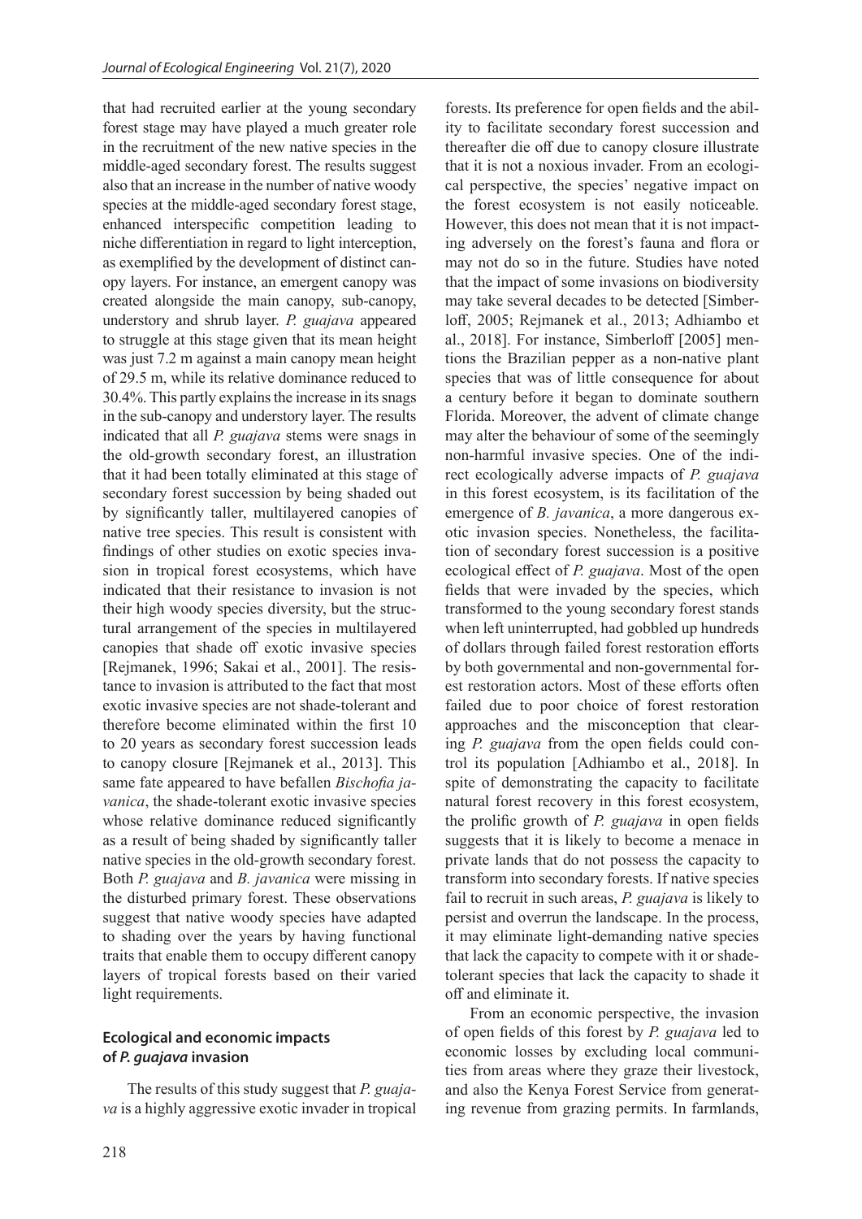that had recruited earlier at the young secondary forest stage may have played a much greater role in the recruitment of the new native species in the middle-aged secondary forest. The results suggest also that an increase in the number of native woody species at the middle-aged secondary forest stage, enhanced interspecific competition leading to niche differentiation in regard to light interception, as exemplified by the development of distinct canopy layers. For instance, an emergent canopy was created alongside the main canopy, sub-canopy, understory and shrub layer. *P. guajava* appeared to struggle at this stage given that its mean height was just 7.2 m against a main canopy mean height of 29.5 m, while its relative dominance reduced to 30.4%. This partly explains the increase in its snags in the sub-canopy and understory layer. The results indicated that all *P. guajava* stems were snags in the old-growth secondary forest, an illustration that it had been totally eliminated at this stage of secondary forest succession by being shaded out by significantly taller, multilayered canopies of native tree species. This result is consistent with findings of other studies on exotic species invasion in tropical forest ecosystems, which have indicated that their resistance to invasion is not their high woody species diversity, but the structural arrangement of the species in multilayered canopies that shade off exotic invasive species [Rejmanek, 1996; Sakai et al., 2001]. The resistance to invasion is attributed to the fact that most exotic invasive species are not shade-tolerant and therefore become eliminated within the first 10 to 20 years as secondary forest succession leads to canopy closure [Rejmanek et al., 2013]. This same fate appeared to have befallen *Bischofia javanica*, the shade-tolerant exotic invasive species whose relative dominance reduced significantly as a result of being shaded by significantly taller native species in the old-growth secondary forest. Both *P. guajava* and *B. javanica* were missing in the disturbed primary forest. These observations suggest that native woody species have adapted to shading over the years by having functional traits that enable them to occupy different canopy layers of tropical forests based on their varied light requirements.

### Ecological and economic impacts of *P. guajava* invasion

The results of this study suggest that *P. guajava* is a highly aggressive exotic invader in tropical forests. Its preference for open fields and the ability to facilitate secondary forest succession and thereafter die off due to canopy closure illustrate that it is not a noxious invader. From an ecological perspective, the species' negative impact on the forest ecosystem is not easily noticeable. However, this does not mean that it is not impacting adversely on the forest's fauna and flora or may not do so in the future. Studies have noted that the impact of some invasions on biodiversity may take several decades to be detected [Simberloff, 2005; Rejmanek et al., 2013; Adhiambo et al., 2018]. For instance, Simberloff [2005] mentions the Brazilian pepper as a non-native plant species that was of little consequence for about a century before it began to dominate southern Florida. Moreover, the advent of climate change may alter the behaviour of some of the seemingly non-harmful invasive species. One of the indirect ecologically adverse impacts of *P. guajava* in this forest ecosystem, is its facilitation of the emergence of *B. javanica*, a more dangerous exotic invasion species. Nonetheless, the facilitation of secondary forest succession is a positive ecological effect of *P. guajava*. Most of the open fields that were invaded by the species, which transformed to the young secondary forest stands when left uninterrupted, had gobbled up hundreds of dollars through failed forest restoration efforts by both governmental and non-governmental forest restoration actors. Most of these efforts often failed due to poor choice of forest restoration approaches and the misconception that clearing *P. guajava* from the open fields could control its population [Adhiambo et al., 2018]. In spite of demonstrating the capacity to facilitate natural forest recovery in this forest ecosystem, the prolific growth of *P. guajava* in open fields suggests that it is likely to become a menace in private lands that do not possess the capacity to transform into secondary forests. If native species fail to recruit in such areas, *P. guajava* is likely to persist and overrun the landscape. In the process, it may eliminate light-demanding native species that lack the capacity to compete with it or shade-tolerant species that lack the capacity to shade it off and eliminate it.

From an economic perspective, the invasion of open fields of this forest by *P. guajava* led to economic losses by excluding local communities from areas where they graze their livestock, and also the Kenya Forest Service from generating revenue from grazing permits. In farmlands,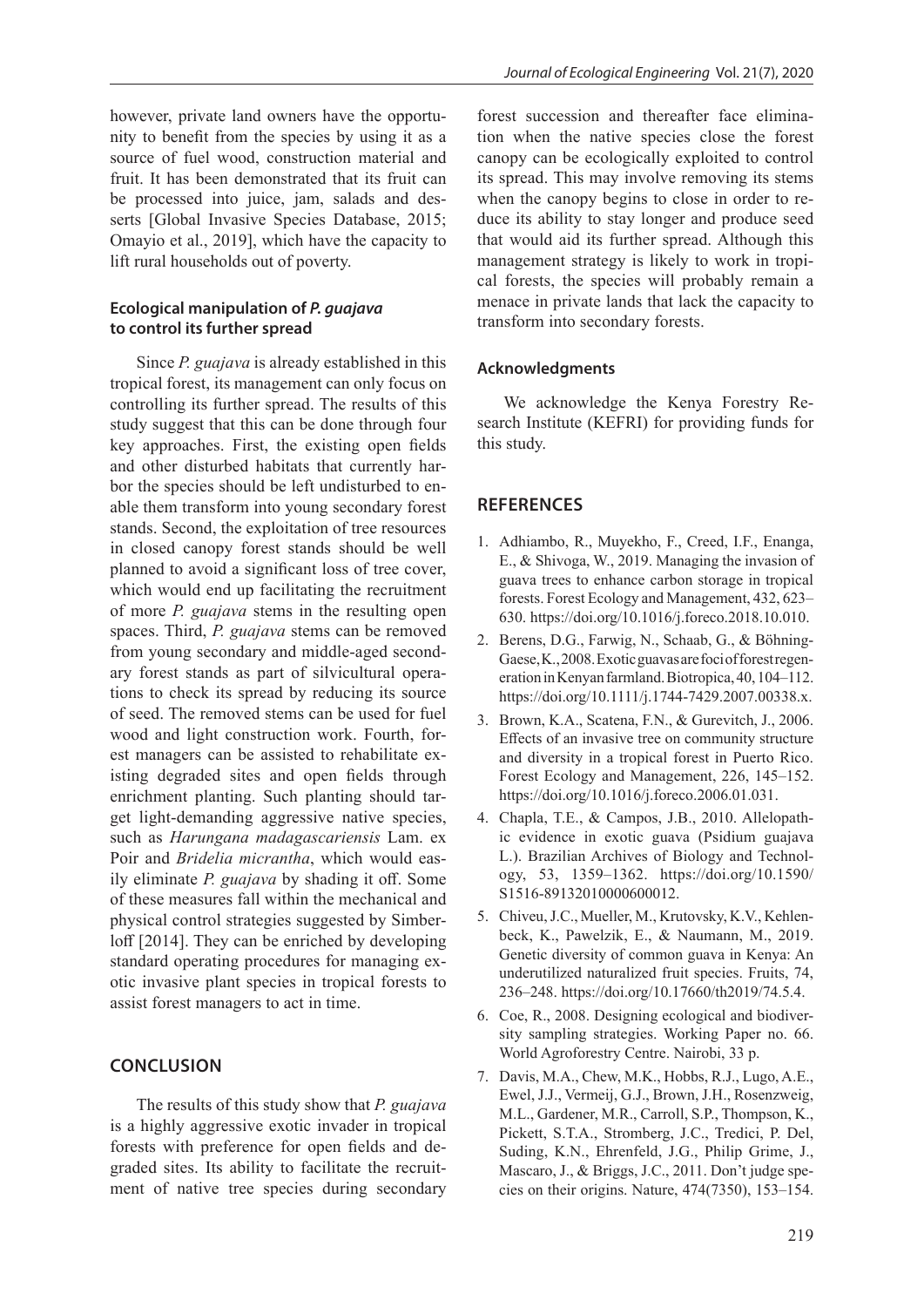however, private land owners have the opportunity to benefit from the species by using it as a source of fuel wood, construction material and fruit. It has been demonstrated that its fruit can be processed into juice, jam, salads and desserts [Global Invasive Species Database, 2015; Omayio et al., 2019], which have the capacity to lift rural households out of poverty.

### Ecological manipulation of *P. guajava* to control its further spread

Since *P. guajava* is already established in this tropical forest, its management can only focus on controlling its further spread. The results of this study suggest that this can be done through four key approaches. First, the existing open fields and other disturbed habitats that currently harbor the species should be left undisturbed to enable them transform into young secondary forest stands. Second, the exploitation of tree resources in closed canopy forest stands should be well planned to avoid a significant loss of tree cover, which would end up facilitating the recruitment of more *P. guajava* stems in the resulting open spaces. Third, *P. guajava* stems can be removed from young secondary and middle-aged secondary forest stands as part of silvicultural operations to check its spread by reducing its source of seed. The removed stems can be used for fuel wood and light construction work. Fourth, forest managers can be assisted to rehabilitate existing degraded sites and open fields through enrichment planting. Such planting should target light-demanding aggressive native species, such as *Harungana madagascariensis* Lam. ex Poir and *Bridelia micrantha*, which would easily eliminate *P. guajava* by shading it off. Some of these measures fall within the mechanical and physical control strategies suggested by Simberloff [2014]. They can be enriched by developing standard operating procedures for managing exotic invasive plant species in tropical forests to assist forest managers to act in time.

## CONCLUSION

The results of this study show that *P. guajava* is a highly aggressive exotic invader in tropical forests with preference for open fields and degraded sites. Its ability to facilitate the recruitment of native tree species during secondary forest succession and thereafter face elimination when the native species close the forest canopy can be ecologically exploited to control its spread. This may involve removing its stems when the canopy begins to close in order to reduce its ability to stay longer and produce seed that would aid its further spread. Although this management strategy is likely to work in tropical forests, the species will probably remain a menace in private lands that lack the capacity to transform into secondary forests.

### Acknowledgments

We acknowledge the Kenya Forestry Research Institute (KEFRI) for providing funds for this study.

## REFERENCES

1. Adhiambo, R., Muyekho, F., Creed, I.F., Enanga, E., & Shivoga, W., 2019. Managing the invasion of guava trees to enhance carbon storage in tropical forests. Forest Ecology and Management, 432, 623–630. https://doi.org/10.1016/j.foreco.2018.10.010.
2. Berens, D.G., Farwig, N., Schaab, G., & Böhning-Gaese, K., 2008. Exotic guavas are foci of forest regeneration in Kenyan farmland. Biotropica, 40, 104–112. https://doi.org/10.1111/j.1744-7429.2007.00338.x.
3. Brown, K.A., Scatena, F.N., & Gurevitch, J., 2006. Effects of an invasive tree on community structure and diversity in a tropical forest in Puerto Rico. Forest Ecology and Management, 226, 145–152. https://doi.org/10.1016/j.foreco.2006.01.031.
4. Chapla, T.E., & Campos, J.B., 2010. Allelopathic evidence in exotic guava (Psidium guajava L.). Brazilian Archives of Biology and Technology, 53, 1359–1362. https://doi.org/10.1590/S1516-89132010000600012.
5. Chiveu, J.C., Mueller, M., Krutovsky, K.V., Kehlenbeck, K., Pawelzik, E., & Naumann, M., 2019. Genetic diversity of common guava in Kenya: An underutilized naturalized fruit species. Fruits, 74, 236–248. https://doi.org/10.17660/th2019/74.5.4.
6. Coe, R., 2008. Designing ecological and biodiversity sampling strategies. Working Paper no. 66. World Agroforestry Centre. Nairobi, 33 p.
7. Davis, M.A., Chew, M.K., Hobbs, R.J., Lugo, A.E., Ewel, J.J., Vermeij, G.J., Brown, J.H., Rosenzweig, M.L., Gardener, M.R., Carroll, S.P., Thompson, K., Pickett, S.T.A., Stromberg, J.C., Tredici, P. Del, Suding, K.N., Ehrenfeld, J.G., Philip Grime, J., Mascaro, J., & Briggs, J.C., 2011. Don't judge species on their origins. Nature, 474(7350), 153–154.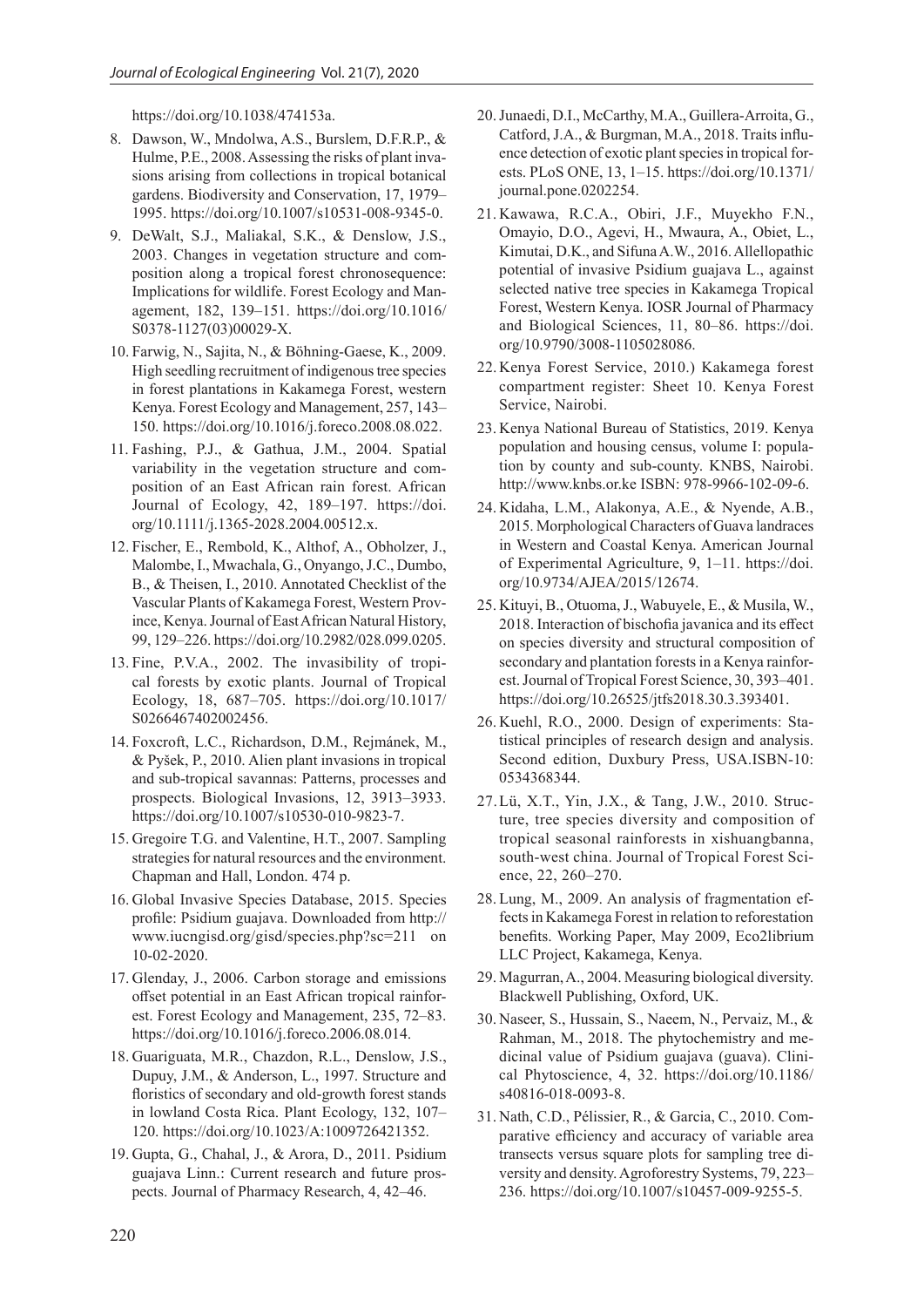https://doi.org/10.1038/474153a.

8. Dawson, W., Mndolwa, A.S., Burslem, D.F.R.P., & Hulme, P.E., 2008. Assessing the risks of plant invasions arising from collections in tropical botanical gardens. Biodiversity and Conservation, 17, 1979–1995. https://doi.org/10.1007/s10531-008-9345-0.
9. DeWalt, S.J., Maliakal, S.K., & Denslow, J.S., 2003. Changes in vegetation structure and composition along a tropical forest chronosequence: Implications for wildlife. Forest Ecology and Management, 182, 139–151. https://doi.org/10.1016/S0378-1127(03)00029-X.
10. Farwig, N., Sajita, N., & Böhning-Gaese, K., 2009. High seedling recruitment of indigenous tree species in forest plantations in Kakamega Forest, western Kenya. Forest Ecology and Management, 257, 143–150. https://doi.org/10.1016/j.foreco.2008.08.022.
11. Fashing, P.J., & Gathua, J.M., 2004. Spatial variability in the vegetation structure and composition of an East African rain forest. African Journal of Ecology, 42, 189–197. https://doi.org/10.1111/j.1365-2028.2004.00512.x.
12. Fischer, E., Rembold, K., Althof, A., Obholzer, J., Malombe, I., Mwachala, G., Onyango, J.C., Dumbo, B., & Theisen, I., 2010. Annotated Checklist of the Vascular Plants of Kakamega Forest, Western Province, Kenya. Journal of East African Natural History, 99, 129–226. https://doi.org/10.2982/028.099.0205.
13. Fine, P.V.A., 2002. The invasibility of tropical forests by exotic plants. Journal of Tropical Ecology, 18, 687–705. https://doi.org/10.1017/S0266467402002456.
14. Foxcroft, L.C., Richardson, D.M., Rejmánek, M., & Pyšek, P., 2010. Alien plant invasions in tropical and sub-tropical savannas: Patterns, processes and prospects. Biological Invasions, 12, 3913–3933. https://doi.org/10.1007/s10530-010-9823-7.
15. Gregoire T.G. and Valentine, H.T., 2007. Sampling strategies for natural resources and the environment. Chapman and Hall, London. 474 p.
16. Global Invasive Species Database, 2015. Species profile: Psidium guajava. Downloaded from http://www.iucngisd.org/gisd/species.php?sc=211 on 10-02-2020.
17. Glenday, J., 2006. Carbon storage and emissions offset potential in an East African tropical rainforest. Forest Ecology and Management, 235, 72–83. https://doi.org/10.1016/j.foreco.2006.08.014.
18. Guariguata, M.R., Chazdon, R.L., Denslow, J.S., Dupuy, J.M., & Anderson, L., 1997. Structure and floristics of secondary and old-growth forest stands in lowland Costa Rica. Plant Ecology, 132, 107–120. https://doi.org/10.1023/A:1009726421352.
19. Gupta, G., Chahal, J., & Arora, D., 2011. Psidium guajava Linn.: Current research and future prospects. Journal of Pharmacy Research, 4, 42–46.
20. Junaedi, D.I., McCarthy, M.A., Guillera-Arroita, G., Catford, J.A., & Burgman, M.A., 2018. Traits influence detection of exotic plant species in tropical forests. PLoS ONE, 13, 1–15. https://doi.org/10.1371/journal.pone.0202254.
21. Kawawa, R.C.A., Obiri, J.F., Muyekho F.N., Omayio, D.O., Agevi, H., Mwaura, A., Obiet, L., Kimutai, D.K., and Sifuna A.W., 2016. Allelopathic potential of invasive Psidium guajava L., against selected native tree species in Kakamega Tropical Forest, Western Kenya. IOSR Journal of Pharmacy and Biological Sciences, 11, 80–86. https://doi.org/10.9790/3008-1105028086.
22. Kenya Forest Service, 2010.) Kakamega forest compartment register: Sheet 10. Kenya Forest Service, Nairobi.
23. Kenya National Bureau of Statistics, 2019. Kenya population and housing census, volume I: population by county and sub-county. KNBS, Nairobi. http://www.knbs.or.ke ISBN: 978-9966-102-09-6.
24. Kidaha, L.M., Alakonya, A.E., & Nyende, A.B., 2015. Morphological Characters of Guava landraces in Western and Coastal Kenya. American Journal of Experimental Agriculture, 9, 1–11. https://doi.org/10.9734/AJEA/2015/12674.
25. Kituyi, B., Otuoma, J., Wabuyele, E., & Musila, W., 2018. Interaction of bischofia javanica and its effect on species diversity and structural composition of secondary and plantation forests in a Kenya rainforest. Journal of Tropical Forest Science, 30, 393–401. https://doi.org/10.26525/jtfs2018.30.3.393401.
26. Kuehl, R.O., 2000. Design of experiments: Statistical principles of research design and analysis. Second edition, Duxbury Press, USA.ISBN-10: 0534368344.
27. Lü, X.T., Yin, J.X., & Tang, J.W., 2010. Structure, tree species diversity and composition of tropical seasonal rainforests in xishuangbanna, south-west china. Journal of Tropical Forest Science, 22, 260–270.
28. Lung, M., 2009. An analysis of fragmentation effects in Kakamega Forest in relation to reforestation benefits. Working Paper, May 2009, Eco2librium LLC Project, Kakamega, Kenya.
29. Magurran, A., 2004. Measuring biological diversity. Blackwell Publishing, Oxford, UK.
30. Naseer, S., Hussain, S., Naeem, N., Pervaiz, M., & Rahman, M., 2018. The phytochemistry and medicinal value of Psidium guajava (guava). Clinical Phytoscience, 4, 32. https://doi.org/10.1186/s40816-018-0093-8.
31. Nath, C.D., Pélissier, R., & Garcia, C., 2010. Comparative efficiency and accuracy of variable area transects versus square plots for sampling tree diversity and density. Agroforestry Systems, 79, 223–236. https://doi.org/10.1007/s10457-009-9255-5.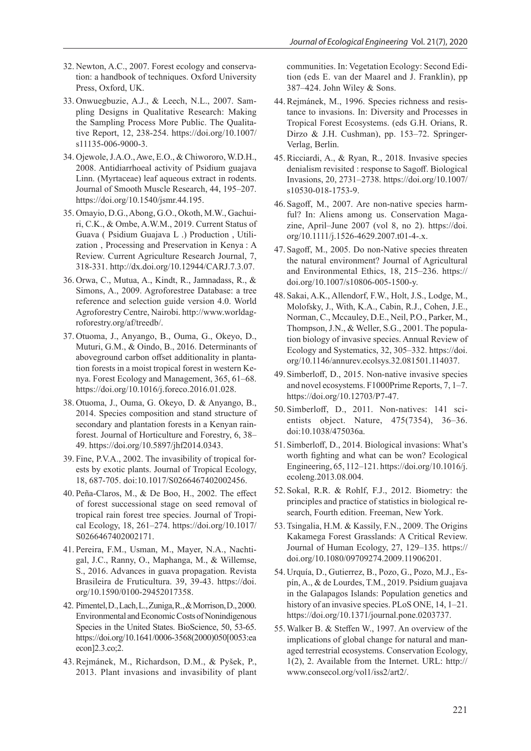32. Newton, A.C., 2007. Forest ecology and conservation: a handbook of techniques. Oxford University Press, Oxford, UK.
33. Onwuegbuzie, A.J., & Leech, N.L., 2007. Sampling Designs in Qualitative Research: Making the Sampling Process More Public. The Qualitative Report, 12, 238-254. https://doi.org/10.1007/s11135-006-9000-3.
34. Ojewole, J.A.O., Awe, E.O., & Chiwororo, W.D.H., 2008. Antidiarrhoeal activity of Psidium guajava Linn. (Myrtaceae) leaf aqueous extract in rodents. Journal of Smooth Muscle Research, 44, 195–207. https://doi.org/10.1540/jsmr.44.195.
35. Omayio, D.G., Abong, G.O., Okoth, M.W., Gachuiri, C.K., & Ombe, A.W.M., 2019. Current Status of Guava ( Psidium Guajava L .) Production , Utilization , Processing and Preservation in Kenya : A Review. Current Agriculture Research Journal, 7, 318-331. http://dx.doi.org/10.12944/CARJ.7.3.07.
36. Orwa, C., Mutua, A., Kindt, R., Jamnadass, R., & Simons, A., 2009. Agroforestree Database: a tree reference and selection guide version 4.0. World Agroforestry Centre, Nairobi. http://www.worldagroforestry.org/af/treedb/.
37. Otuoma, J., Anyango, B., Ouma, G., Okeyo, D., Muturi, G.M., & Oindo, B., 2016. Determinants of aboveground carbon offset additionality in plantation forests in a moist tropical forest in western Kenya. Forest Ecology and Management, 365, 61–68. https://doi.org/10.1016/j.foreco.2016.01.028.
38. Otuoma, J., Ouma, G. Okeyo, D. & Anyango, B., 2014. Species composition and stand structure of secondary and plantation forests in a Kenyan rainforest. Journal of Horticulture and Forestry, 6, 38–49. https://doi.org/10.5897/jhf2014.0343.
39. Fine, P.V.A., 2002. The invasibility of tropical forests by exotic plants. Journal of Tropical Ecology, 18, 687-705. doi:10.1017/S0266467402002456.
40. Peña-Claros, M., & De Boo, H., 2002. The effect of forest successional stage on seed removal of tropical rain forest tree species. Journal of Tropical Ecology, 18, 261–274. https://doi.org/10.1017/S0266467402002171.
41. Pereira, F.M., Usman, M., Mayer, N.A., Nachtigal, J.C., Ranny, O., Maphanga, M., & Willemse, S., 2016. Advances in guava propagation. Revista Brasileira de Fruticultura. 39, 39-43. https://doi.org/10.1590/0100-29452017358.
42. Pimentel, D., Lach, L., Zuniga, R., & Morrison, D., 2000. Environmental and Economic Costs of Nonindigenous Species in the United States. BioScience, 50, 53-65. https://doi.org/10.1641/0006-3568(2000)050[0053:eaecon]2.3.co;2.
43. Rejmánek, M., Richardson, D.M., & Pyšek, P., 2013. Plant invasions and invasibility of plant communities. In: Vegetation Ecology: Second Edition (eds E. van der Maarel and J. Franklin), pp 387–424. John Wiley & Sons.
44. Rejmánek, M., 1996. Species richness and resistance to invasions. In: Diversity and Processes in Tropical Forest Ecosystems. (eds G.H. Orians, R. Dirzo & J.H. Cushman), pp. 153–72. Springer-Verlag, Berlin.
45. Ricciardi, A., & Ryan, R., 2018. Invasive species denialism revisited : response to Sagoff. Biological Invasions, 20, 2731–2738. https://doi.org/10.1007/s10530-018-1753-9.
46. Sagoff, M., 2007. Are non-native species harmful? In: Aliens among us. Conservation Magazine, April–June 2007 (vol 8, no 2). https://doi.org/10.1111/j.1526-4629.2007.t01-4-.x.
47. Sagoff, M., 2005. Do non-Native species threaten the natural environment? Journal of Agricultural and Environmental Ethics, 18, 215–236. https://doi.org/10.1007/s10806-005-1500-y.
48. Sakai, A.K., Allendorf, F.W., Holt, J.S., Lodge, M., Molofsky, J., With, K.A., Cabin, R.J., Cohen, J.E., Norman, C., Mccauley, D.E., Neil, P.O., Parker, M., Thompson, J.N., & Weller, S.G., 2001. The population biology of invasive species. Annual Review of Ecology and Systematics, 32, 305–332. https://doi.org/10.1146/annurev.ecolsys.32.081501.114037.
49. Simberloff, D., 2015. Non-native invasive species and novel ecosystems. F1000Prime Reports, 7, 1–7. https://doi.org/10.12703/P7-47.
50. Simberloff, D., 2011. Non-natives: 141 scientists object. Nature, 475(7354), 36–36. doi:10.1038/475036a.
51. Simberloff, D., 2014. Biological invasions: What's worth fighting and what can be won? Ecological Engineering, 65, 112–121. https://doi.org/10.1016/j.ecoleng.2013.08.004.
52. Sokal, R.R. & Rohlf, F.J., 2012. Biometry: the principles and practice of statistics in biological research, Fourth edition. Freeman, New York.
53. Tsingalia, H.M. & Kassily, F.N., 2009. The Origins Kakamega Forest Grasslands: A Critical Review. Journal of Human Ecology, 27, 129–135. https://doi.org/10.1080/09709274.2009.11906201.
54. Urquía, D., Gutierrez, B., Pozo, G., Pozo, M.J., Espín, A., & de Lourdes, T.M., 2019. Psidium guajava in the Galapagos Islands: Population genetics and history of an invasive species. PLoS ONE, 14, 1–21. https://doi.org/10.1371/journal.pone.0203737.
55. Walker B. & Steffen W., 1997. An overview of the implications of global change for natural and managed terrestrial ecosystems. Conservation Ecology, 1(2), 2. Available from the Internet. URL: http://www.consecol.org/vol1/iss2/art2/.